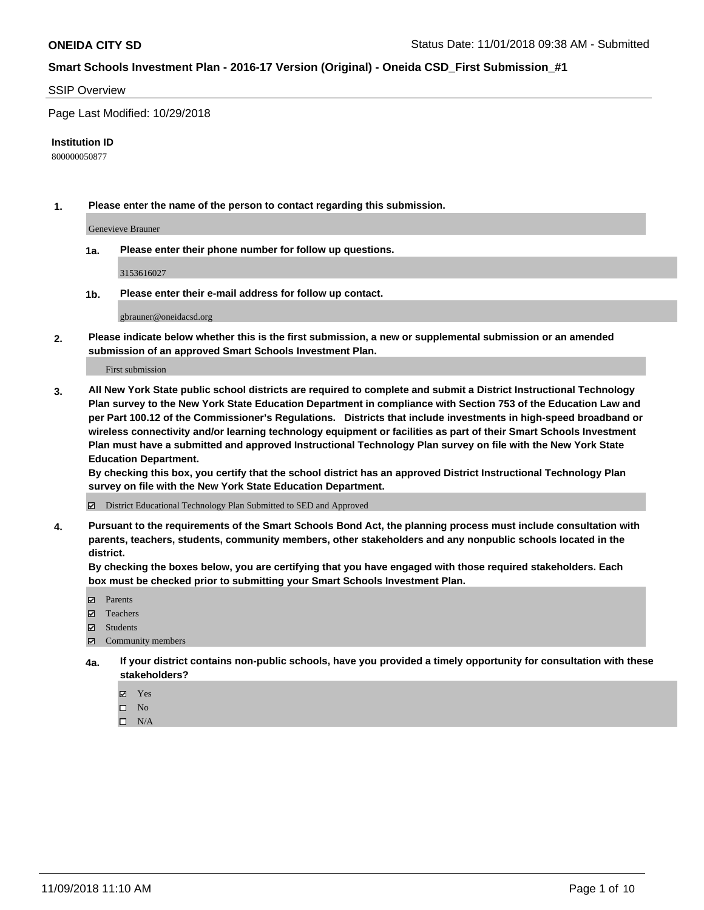**ONEIDA CITY SD**

Status Date: 11/01/2018 09:38 AM - Submitted

**Smart Schools Investment Plan - 2016-17 Version (Original) - Oneida CSD_First Submission_#1**

SSIP Overview

Page Last Modified: 10/29/2018

**Institution ID**

800000050877

**1. Please enter the name of the person to contact regarding this submission.**

Genevieve Brauner

**1a. Please enter their phone number for follow up questions.**

3153616027

**1b. Please enter their e-mail address for follow up contact.**

gbrauner@oneidacsd.org

**2. Please indicate below whether this is the first submission, a new or supplemental submission or an amended submission of an approved Smart Schools Investment Plan.**

First submission

**3. All New York State public school districts are required to complete and submit a District Instructional Technology Plan survey to the New York State Education Department in compliance with Section 753 of the Education Law and per Part 100.12 of the Commissioner's Regulations. Districts that include investments in high-speed broadband or wireless connectivity and/or learning technology equipment or facilities as part of their Smart Schools Investment Plan must have a submitted and approved Instructional Technology Plan survey on file with the New York State Education Department.**
**By checking this box, you certify that the school district has an approved District Instructional Technology Plan survey on file with the New York State Education Department.**

☑ District Educational Technology Plan Submitted to SED and Approved

**4. Pursuant to the requirements of the Smart Schools Bond Act, the planning process must include consultation with parents, teachers, students, community members, other stakeholders and any nonpublic schools located in the district.**
**By checking the boxes below, you are certifying that you have engaged with those required stakeholders. Each box must be checked prior to submitting your Smart Schools Investment Plan.**

- ☑ Parents
- ☑ Teachers
- ☑ Students
- ☑ Community members

**4a. If your district contains non-public schools, have you provided a timely opportunity for consultation with these stakeholders?**

- ☑ Yes
- ☐ No
- ☐ N/A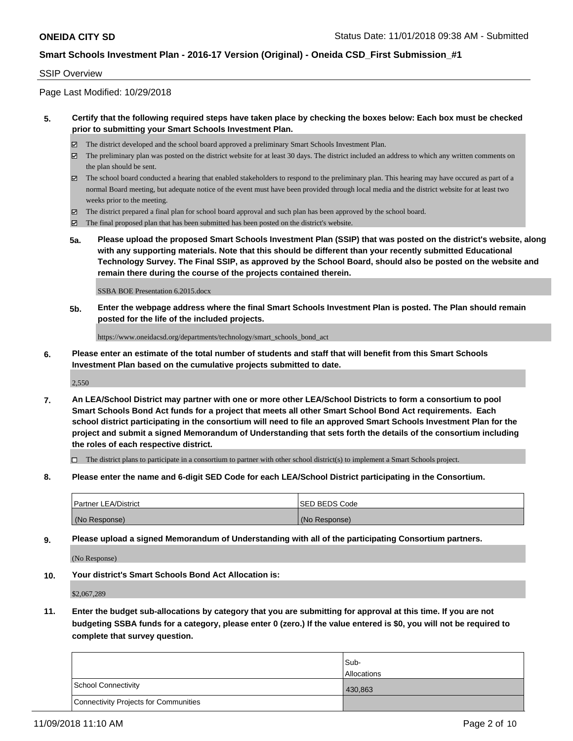**ONEIDA CITY SD** Status Date: 11/01/2018 09:38 AM - Submitted

**Smart Schools Investment Plan - 2016-17 Version (Original) - Oneida CSD_First Submission_#1**

SSIP Overview

Page Last Modified: 10/29/2018

**5. Certify that the following required steps have taken place by checking the boxes below: Each box must be checked prior to submitting your Smart Schools Investment Plan.**

- ☑ The district developed and the school board approved a preliminary Smart Schools Investment Plan.
- ☑ The preliminary plan was posted on the district website for at least 30 days. The district included an address to which any written comments on the plan should be sent.
- ☑ The school board conducted a hearing that enabled stakeholders to respond to the preliminary plan. This hearing may have occured as part of a normal Board meeting, but adequate notice of the event must have been provided through local media and the district website for at least two weeks prior to the meeting.
- ☑ The district prepared a final plan for school board approval and such plan has been approved by the school board.
- ☑ The final proposed plan that has been submitted has been posted on the district's website.

**5a. Please upload the proposed Smart Schools Investment Plan (SSIP) that was posted on the district's website, along with any supporting materials. Note that this should be different than your recently submitted Educational Technology Survey. The Final SSIP, as approved by the School Board, should also be posted on the website and remain there during the course of the projects contained therein.**

SSBA BOE Presentation 6.2015.docx

**5b. Enter the webpage address where the final Smart Schools Investment Plan is posted. The Plan should remain posted for the life of the included projects.**

https://www.oneidacsd.org/departments/technology/smart_schools_bond_act

**6. Please enter an estimate of the total number of students and staff that will benefit from this Smart Schools Investment Plan based on the cumulative projects submitted to date.**

2,550

**7. An LEA/School District may partner with one or more other LEA/School Districts to form a consortium to pool Smart Schools Bond Act funds for a project that meets all other Smart School Bond Act requirements. Each school district participating in the consortium will need to file an approved Smart Schools Investment Plan for the project and submit a signed Memorandum of Understanding that sets forth the details of the consortium including the roles of each respective district.**

- ☐ The district plans to participate in a consortium to partner with other school district(s) to implement a Smart Schools project.

**8. Please enter the name and 6-digit SED Code for each LEA/School District participating in the Consortium.**

| Partner LEA/District | SED BEDS Code |
|---|---|
| (No Response) | (No Response) |

**9. Please upload a signed Memorandum of Understanding with all of the participating Consortium partners.**

(No Response)

**10. Your district's Smart Schools Bond Act Allocation is:**

$2,067,289

**11. Enter the budget sub-allocations by category that you are submitting for approval at this time. If you are not budgeting SSBA funds for a category, please enter 0 (zero.) If the value entered is $0, you will not be required to complete that survey question.**

| | Sub-Allocations |
|---|---|
| School Connectivity | 430,863 |
| Connectivity Projects for Communities | |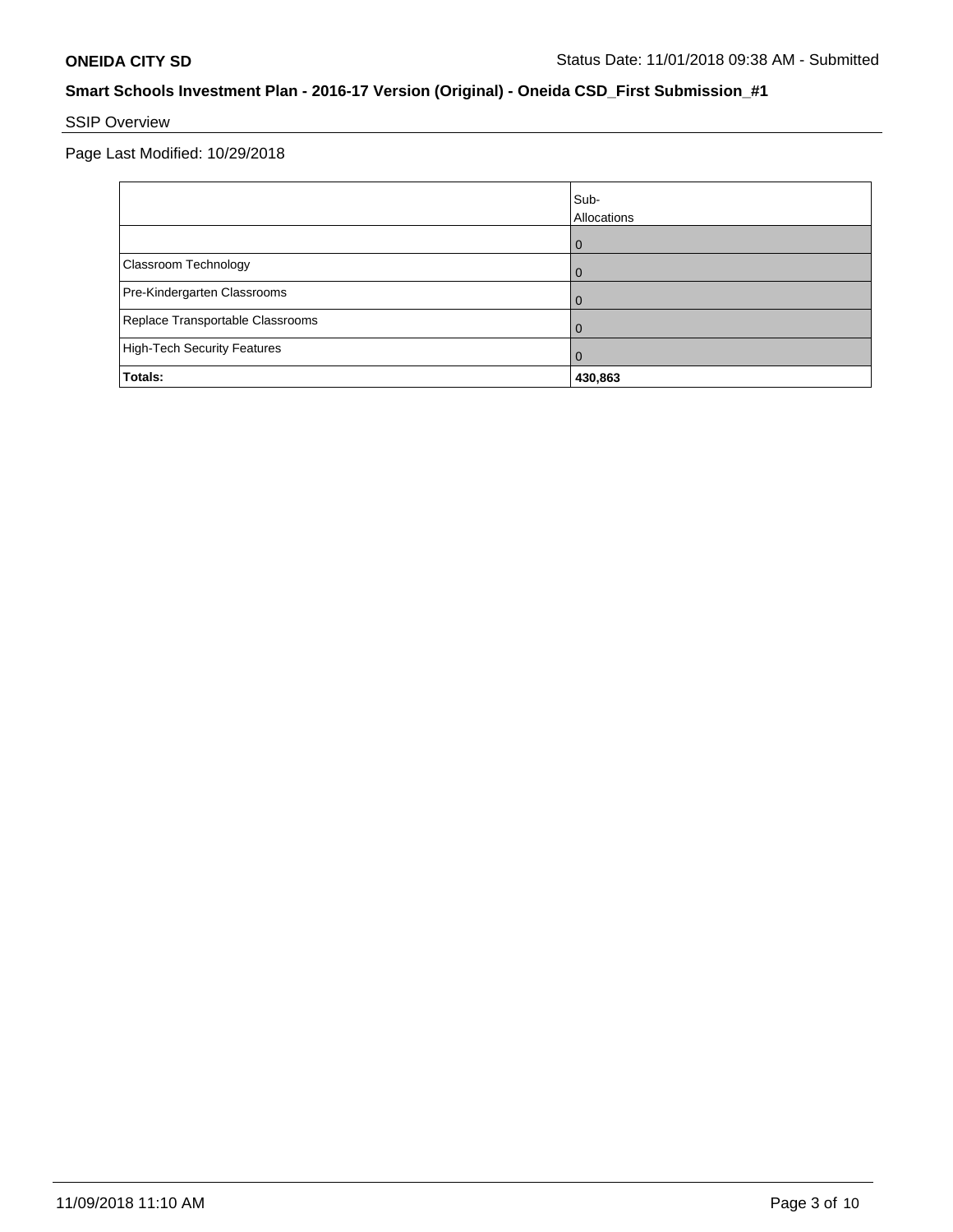## Smart Schools Investment Plan - 2016-17 Version (Original) - Oneida CSD_First Submission_#1

SSIP Overview

Page Last Modified: 10/29/2018

| | Sub-Allocations |
|---|---|
| | 0 |
| Classroom Technology | 0 |
| Pre-Kindergarten Classrooms | 0 |
| Replace Transportable Classrooms | 0 |
| High-Tech Security Features | 0 |
| **Totals:** | **430,863** |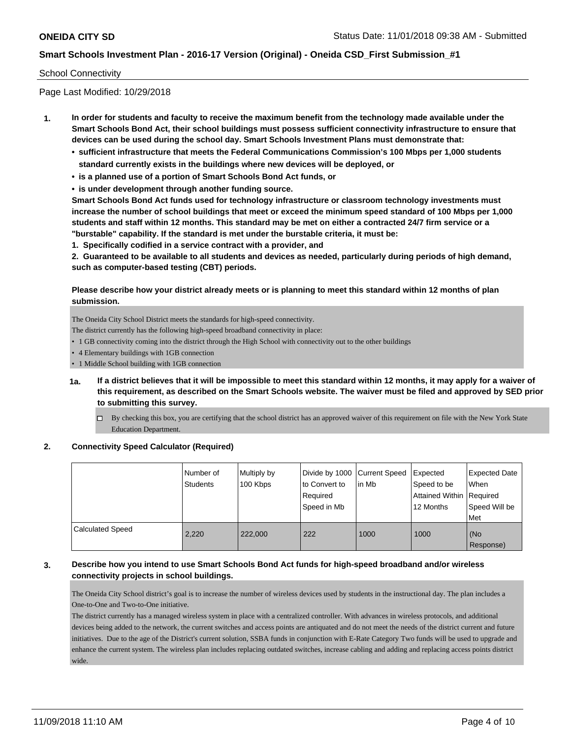School Connectivity

Page Last Modified: 10/29/2018

**1. In order for students and faculty to receive the maximum benefit from the technology made available under the Smart Schools Bond Act, their school buildings must possess sufficient connectivity infrastructure to ensure that devices can be used during the school day. Smart Schools Investment Plans must demonstrate that:**

- **sufficient infrastructure that meets the Federal Communications Commission's 100 Mbps per 1,000 students standard currently exists in the buildings where new devices will be deployed, or**
- **is a planned use of a portion of Smart Schools Bond Act funds, or**
- **is under development through another funding source.**

**Smart Schools Bond Act funds used for technology infrastructure or classroom technology investments must increase the number of school buildings that meet or exceed the minimum speed standard of 100 Mbps per 1,000 students and staff within 12 months. This standard may be met on either a contracted 24/7 firm service or a "burstable" capability. If the standard is met under the burstable criteria, it must be:**

**1. Specifically codified in a service contract with a provider, and**

**2. Guaranteed to be available to all students and devices as needed, particularly during periods of high demand, such as computer-based testing (CBT) periods.**

**Please describe how your district already meets or is planning to meet this standard within 12 months of plan submission.**

The Oneida City School District meets the standards for high-speed connectivity.
The district currently has the following high-speed broadband connectivity in place:

- 1 GB connectivity coming into the district through the High School with connectivity out to the other buildings
- 4 Elementary buildings with 1GB connection
- 1 Middle School building with 1GB connection

**1a. If a district believes that it will be impossible to meet this standard within 12 months, it may apply for a waiver of this requirement, as described on the Smart Schools website. The waiver must be filed and approved by SED prior to submitting this survey.**

☐ By checking this box, you are certifying that the school district has an approved waiver of this requirement on file with the New York State Education Department.

**2. Connectivity Speed Calculator (Required)**

| | Number of Students | Multiply by 100 Kbps | Divide by 1000 to Convert to Required Speed in Mb | Current Speed in Mb | Expected Speed to be Attained Within 12 Months | Expected Date When Required Speed Will be Met |
|---|---|---|---|---|---|---|
| Calculated Speed | 2,220 | 222,000 | 222 | 1000 | 1000 | (No Response) |

**3. Describe how you intend to use Smart Schools Bond Act funds for high-speed broadband and/or wireless connectivity projects in school buildings.**

The Oneida City School district's goal is to increase the number of wireless devices used by students in the instructional day. The plan includes a One-to-One and Two-to-One initiative.
The district currently has a managed wireless system in place with a centralized controller. With advances in wireless protocols, and additional devices being added to the network, the current switches and access points are antiquated and do not meet the needs of the district current and future initiatives. Due to the age of the District's current solution, SSBA funds in conjunction with E-Rate Category Two funds will be used to upgrade and enhance the current system. The wireless plan includes replacing outdated switches, increase cabling and adding and replacing access points district wide.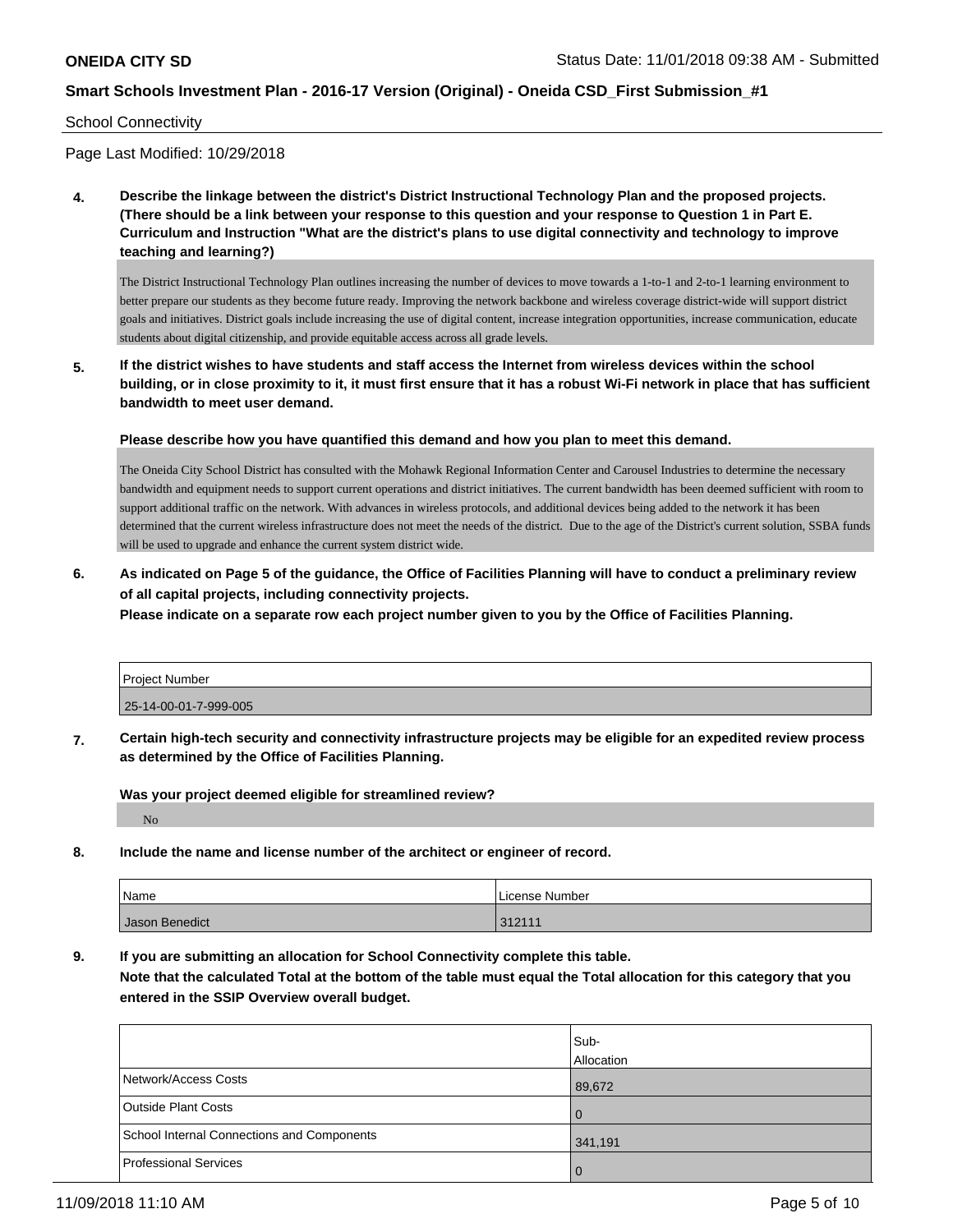School Connectivity

Page Last Modified: 10/29/2018

**4. Describe the linkage between the district's District Instructional Technology Plan and the proposed projects. (There should be a link between your response to this question and your response to Question 1 in Part E. Curriculum and Instruction "What are the district's plans to use digital connectivity and technology to improve teaching and learning?)**

The District Instructional Technology Plan outlines increasing the number of devices to move towards a 1-to-1 and 2-to-1 learning environment to better prepare our students as they become future ready. Improving the network backbone and wireless coverage district-wide will support district goals and initiatives. District goals include increasing the use of digital content, increase integration opportunities, increase communication, educate students about digital citizenship, and provide equitable access across all grade levels.

**5. If the district wishes to have students and staff access the Internet from wireless devices within the school building, or in close proximity to it, it must first ensure that it has a robust Wi-Fi network in place that has sufficient bandwidth to meet user demand.**

**Please describe how you have quantified this demand and how you plan to meet this demand.**

The Oneida City School District has consulted with the Mohawk Regional Information Center and Carousel Industries to determine the necessary bandwidth and equipment needs to support current operations and district initiatives. The current bandwidth has been deemed sufficient with room to support additional traffic on the network. With advances in wireless protocols, and additional devices being added to the network it has been determined that the current wireless infrastructure does not meet the needs of the district. Due to the age of the District's current solution, SSBA funds will be used to upgrade and enhance the current system district wide.

**6. As indicated on Page 5 of the guidance, the Office of Facilities Planning will have to conduct a preliminary review of all capital projects, including connectivity projects.**
**Please indicate on a separate row each project number given to you by the Office of Facilities Planning.**

| Project Number |
|---|
| 25-14-00-01-7-999-005 |

**7. Certain high-tech security and connectivity infrastructure projects may be eligible for an expedited review process as determined by the Office of Facilities Planning.**

**Was your project deemed eligible for streamlined review?**

No

**8. Include the name and license number of the architect or engineer of record.**

| Name | License Number |
|---|---|
| Jason Benedict | 312111 |

**9. If you are submitting an allocation for School Connectivity complete this table.**
**Note that the calculated Total at the bottom of the table must equal the Total allocation for this category that you entered in the SSIP Overview overall budget.**

| | Sub-Allocation |
|---|---|
| Network/Access Costs | 89,672 |
| Outside Plant Costs | 0 |
| School Internal Connections and Components | 341,191 |
| Professional Services | 0 |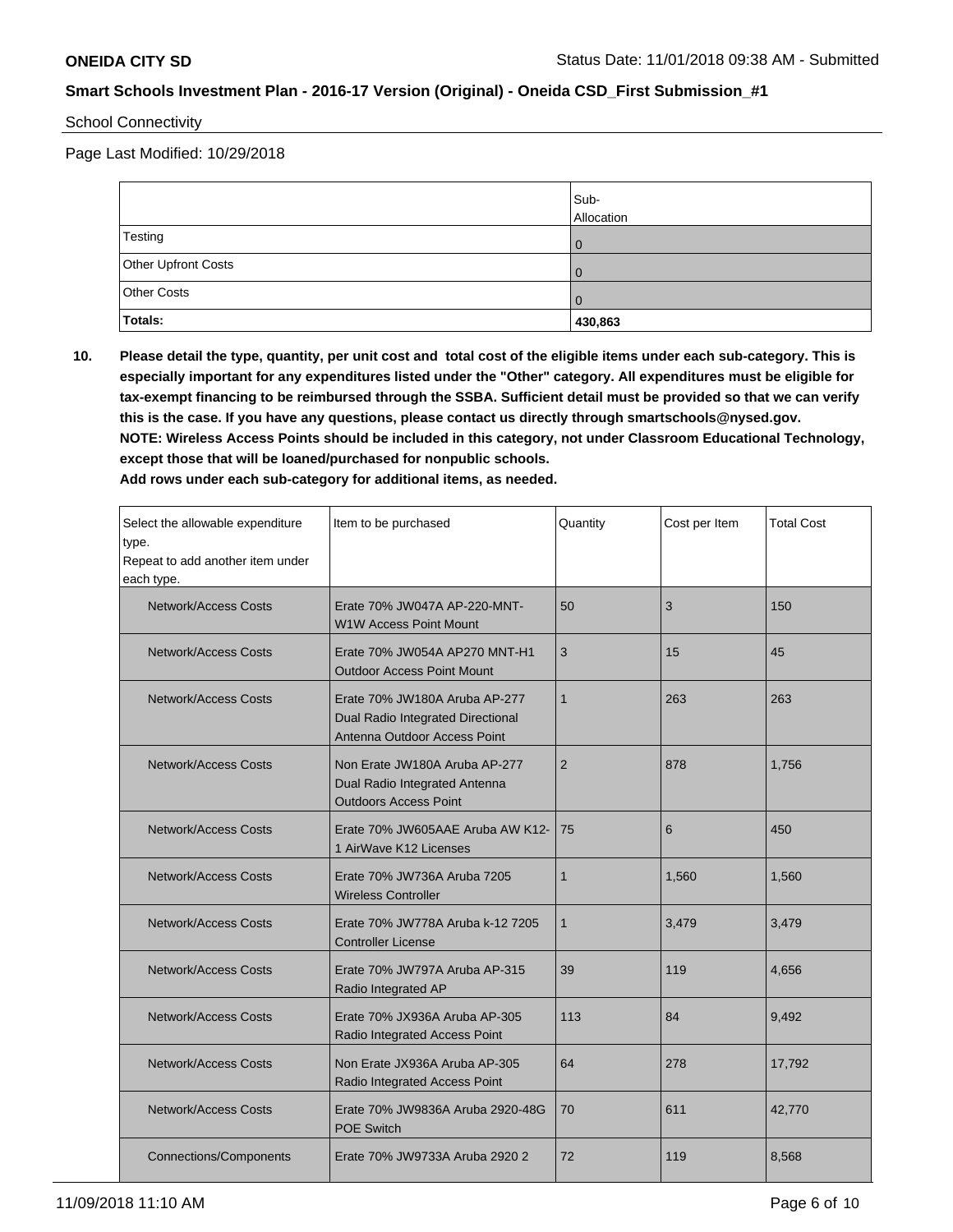School Connectivity

Page Last Modified: 10/29/2018

| | Sub-Allocation |
|---|---|
| Testing | 0 |
| Other Upfront Costs | 0 |
| Other Costs | 0 |
| **Totals:** | **430,863** |

**10. Please detail the type, quantity, per unit cost and total cost of the eligible items under each sub-category. This is especially important for any expenditures listed under the "Other" category. All expenditures must be eligible for tax-exempt financing to be reimbursed through the SSBA. Sufficient detail must be provided so that we can verify this is the case. If you have any questions, please contact us directly through smartschools@nysed.gov.**
**NOTE: Wireless Access Points should be included in this category, not under Classroom Educational Technology, except those that will be loaned/purchased for nonpublic schools.**
**Add rows under each sub-category for additional items, as needed.**

| Select the allowable expenditure type. Repeat to add another item under each type. | Item to be purchased | Quantity | Cost per Item | Total Cost |
|---|---|---|---|---|
| Network/Access Costs | Erate 70% JW047A AP-220-MNT-W1W Access Point Mount | 50 | 3 | 150 |
| Network/Access Costs | Erate 70% JW054A AP270 MNT-H1 Outdoor Access Point Mount | 3 | 15 | 45 |
| Network/Access Costs | Erate 70% JW180A Aruba AP-277 Dual Radio Integrated Directional Antenna Outdoor Access Point | 1 | 263 | 263 |
| Network/Access Costs | Non Erate JW180A Aruba AP-277 Dual Radio Integrated Antenna Outdoors Access Point | 2 | 878 | 1,756 |
| Network/Access Costs | Erate 70% JW605AAE Aruba AW K12-1 AirWave K12 Licenses | 75 | 6 | 450 |
| Network/Access Costs | Erate 70% JW736A Aruba 7205 Wireless Controller | 1 | 1,560 | 1,560 |
| Network/Access Costs | Erate 70% JW778A Aruba k-12 7205 Controller License | 1 | 3,479 | 3,479 |
| Network/Access Costs | Erate 70% JW797A Aruba AP-315 Radio Integrated AP | 39 | 119 | 4,656 |
| Network/Access Costs | Erate 70% JX936A Aruba AP-305 Radio Integrated Access Point | 113 | 84 | 9,492 |
| Network/Access Costs | Non Erate JX936A Aruba AP-305 Radio Integrated Access Point | 64 | 278 | 17,792 |
| Network/Access Costs | Erate 70% JW9836A Aruba 2920-48G POE Switch | 70 | 611 | 42,770 |
| Connections/Components | Erate 70% JW9733A Aruba 2920 2 | 72 | 119 | 8,568 |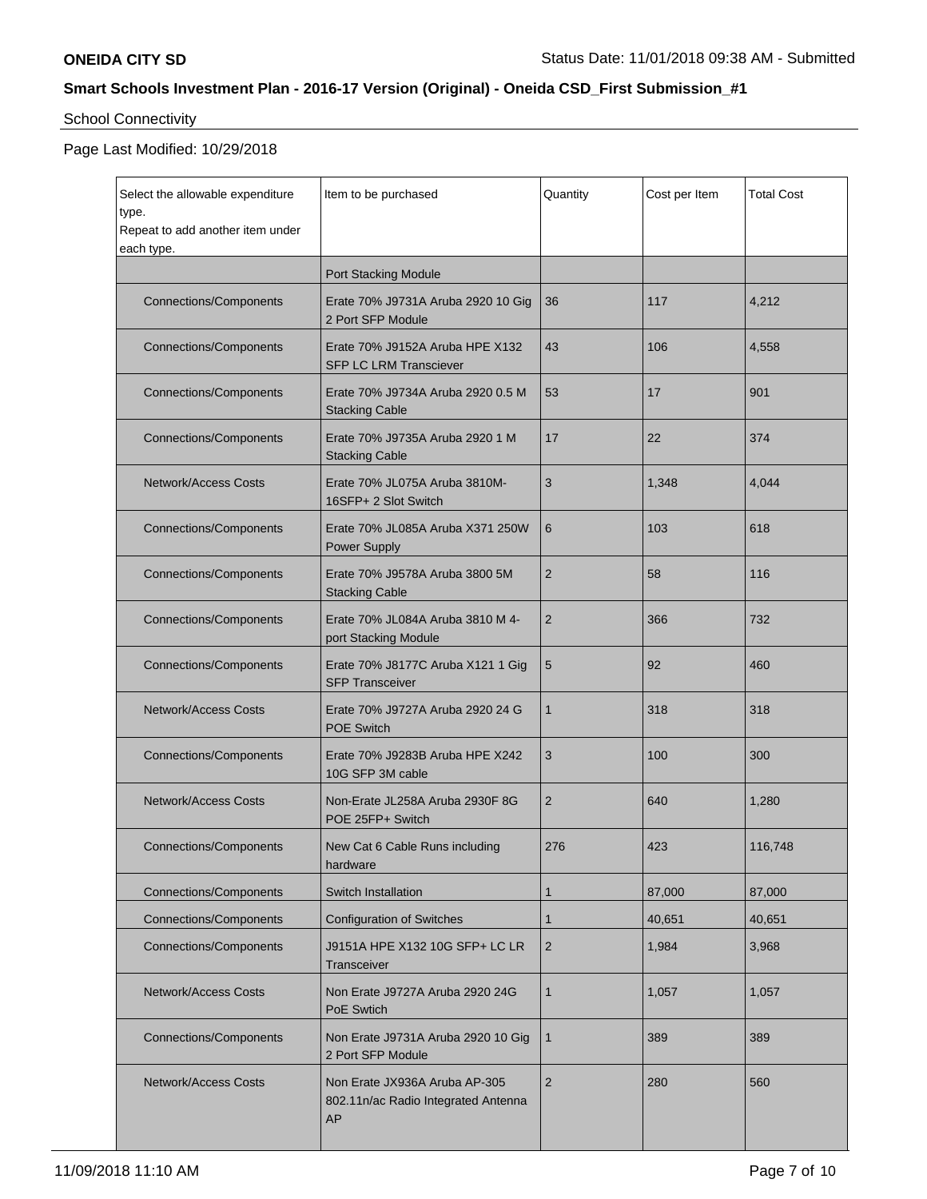**ONEIDA CITY SD** Status Date: 11/01/2018 09:38 AM - Submitted

## Smart Schools Investment Plan - 2016-17 Version (Original) - Oneida CSD_First Submission_#1

School Connectivity

Page Last Modified: 10/29/2018

| Select the allowable expenditure type. Repeat to add another item under each type. | Item to be purchased | Quantity | Cost per Item | Total Cost |
|---|---|---|---|---|
| | Port Stacking Module | | | |
| Connections/Components | Erate 70% J9731A Aruba 2920 10 Gig 2 Port SFP Module | 36 | 117 | 4,212 |
| Connections/Components | Erate 70% J9152A Aruba HPE X132 SFP LC LRM Transciever | 43 | 106 | 4,558 |
| Connections/Components | Erate 70% J9734A Aruba 2920 0.5 M Stacking Cable | 53 | 17 | 901 |
| Connections/Components | Erate 70% J9735A Aruba 2920 1 M Stacking Cable | 17 | 22 | 374 |
| Network/Access Costs | Erate 70% JL075A Aruba 3810M-16SFP+ 2 Slot Switch | 3 | 1,348 | 4,044 |
| Connections/Components | Erate 70% JL085A Aruba X371 250W Power Supply | 6 | 103 | 618 |
| Connections/Components | Erate 70% J9578A Aruba 3800 5M Stacking Cable | 2 | 58 | 116 |
| Connections/Components | Erate 70% JL084A Aruba 3810 M 4-port Stacking Module | 2 | 366 | 732 |
| Connections/Components | Erate 70% J8177C Aruba X121 1 Gig SFP Transceiver | 5 | 92 | 460 |
| Network/Access Costs | Erate 70% J9727A Aruba 2920 24 G POE Switch | 1 | 318 | 318 |
| Connections/Components | Erate 70% J9283B Aruba HPE X242 10G SFP 3M cable | 3 | 100 | 300 |
| Network/Access Costs | Non-Erate JL258A Aruba 2930F 8G POE 25FP+ Switch | 2 | 640 | 1,280 |
| Connections/Components | New Cat 6 Cable Runs including hardware | 276 | 423 | 116,748 |
| Connections/Components | Switch Installation | 1 | 87,000 | 87,000 |
| Connections/Components | Configuration of Switches | 1 | 40,651 | 40,651 |
| Connections/Components | J9151A HPE X132 10G SFP+ LC LR Transceiver | 2 | 1,984 | 3,968 |
| Network/Access Costs | Non Erate J9727A Aruba 2920 24G PoE Swtich | 1 | 1,057 | 1,057 |
| Connections/Components | Non Erate J9731A Aruba 2920 10 Gig 2 Port SFP Module | 1 | 389 | 389 |
| Network/Access Costs | Non Erate JX936A Aruba AP-305 802.11n/ac Radio Integrated Antenna AP | 2 | 280 | 560 |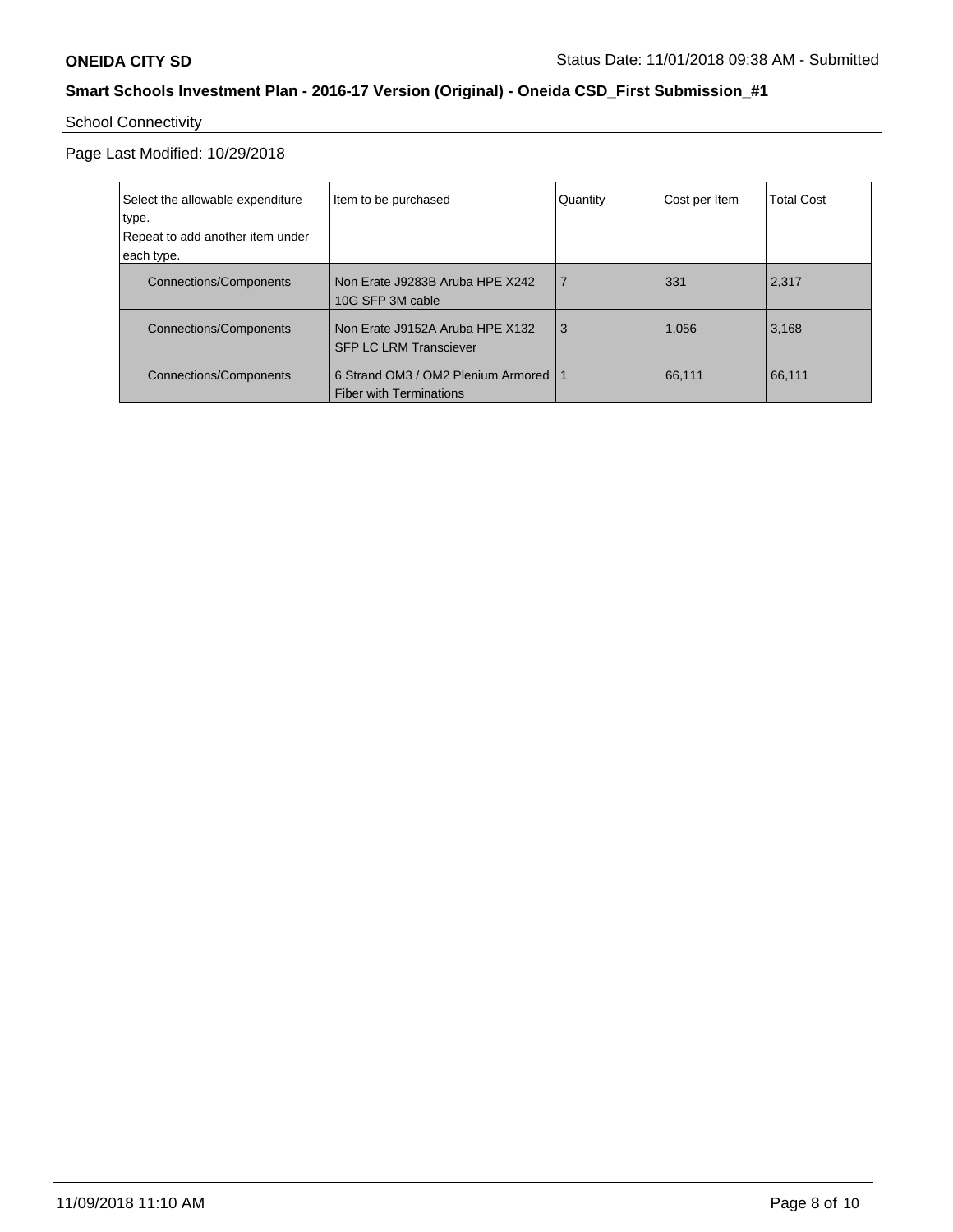**ONEIDA CITY SD** Status Date: 11/01/2018 09:38 AM - Submitted

**Smart Schools Investment Plan - 2016-17 Version (Original) - Oneida CSD_First Submission_#1**

School Connectivity

Page Last Modified: 10/29/2018

| Select the allowable expenditure type. Repeat to add another item under each type. | Item to be purchased | Quantity | Cost per Item | Total Cost |
|---|---|---|---|---|
| Connections/Components | Non Erate J9283B Aruba HPE X242 10G SFP 3M cable | 7 | 331 | 2,317 |
| Connections/Components | Non Erate J9152A Aruba HPE X132 SFP LC LRM Transciever | 3 | 1,056 | 3,168 |
| Connections/Components | 6 Strand OM3 / OM2 Plenium Armored Fiber with Terminations | 1 | 66,111 | 66,111 |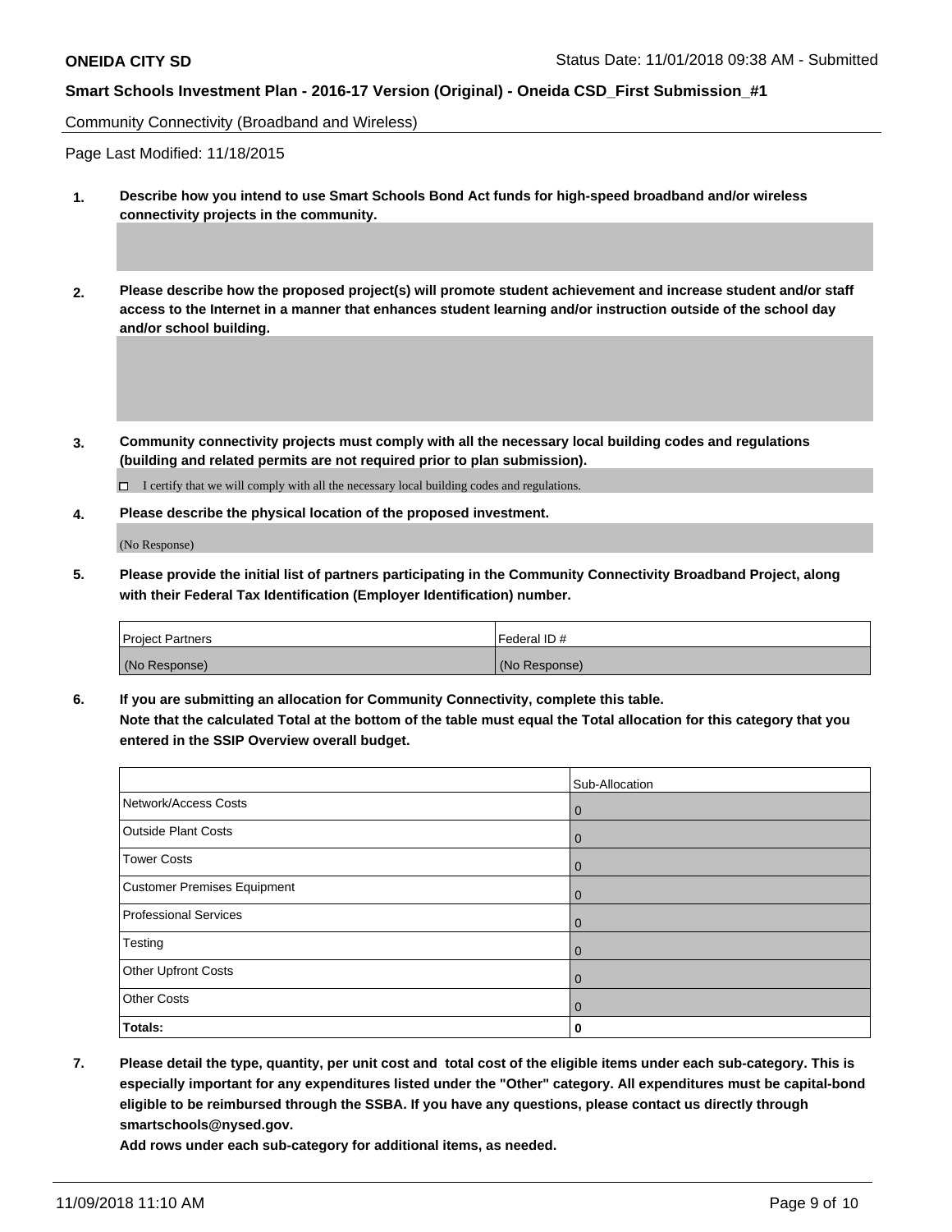Community Connectivity (Broadband and Wireless)

Page Last Modified: 11/18/2015

**1. Describe how you intend to use Smart Schools Bond Act funds for high-speed broadband and/or wireless connectivity projects in the community.**

**2. Please describe how the proposed project(s) will promote student achievement and increase student and/or staff access to the Internet in a manner that enhances student learning and/or instruction outside of the school day and/or school building.**

**3. Community connectivity projects must comply with all the necessary local building codes and regulations (building and related permits are not required prior to plan submission).**

☐ I certify that we will comply with all the necessary local building codes and regulations.

**4. Please describe the physical location of the proposed investment.**

(No Response)

**5. Please provide the initial list of partners participating in the Community Connectivity Broadband Project, along with their Federal Tax Identification (Employer Identification) number.**

| Project Partners | Federal ID # |
| --- | --- |
| (No Response) | (No Response) |

**6. If you are submitting an allocation for Community Connectivity, complete this table. Note that the calculated Total at the bottom of the table must equal the Total allocation for this category that you entered in the SSIP Overview overall budget.**

| | Sub-Allocation |
| --- | --- |
| Network/Access Costs | 0 |
| Outside Plant Costs | 0 |
| Tower Costs | 0 |
| Customer Premises Equipment | 0 |
| Professional Services | 0 |
| Testing | 0 |
| Other Upfront Costs | 0 |
| Other Costs | 0 |
| **Totals:** | **0** |

**7. Please detail the type, quantity, per unit cost and total cost of the eligible items under each sub-category. This is especially important for any expenditures listed under the "Other" category. All expenditures must be capital-bond eligible to be reimbursed through the SSBA. If you have any questions, please contact us directly through smartschools@nysed.gov.**

**Add rows under each sub-category for additional items, as needed.**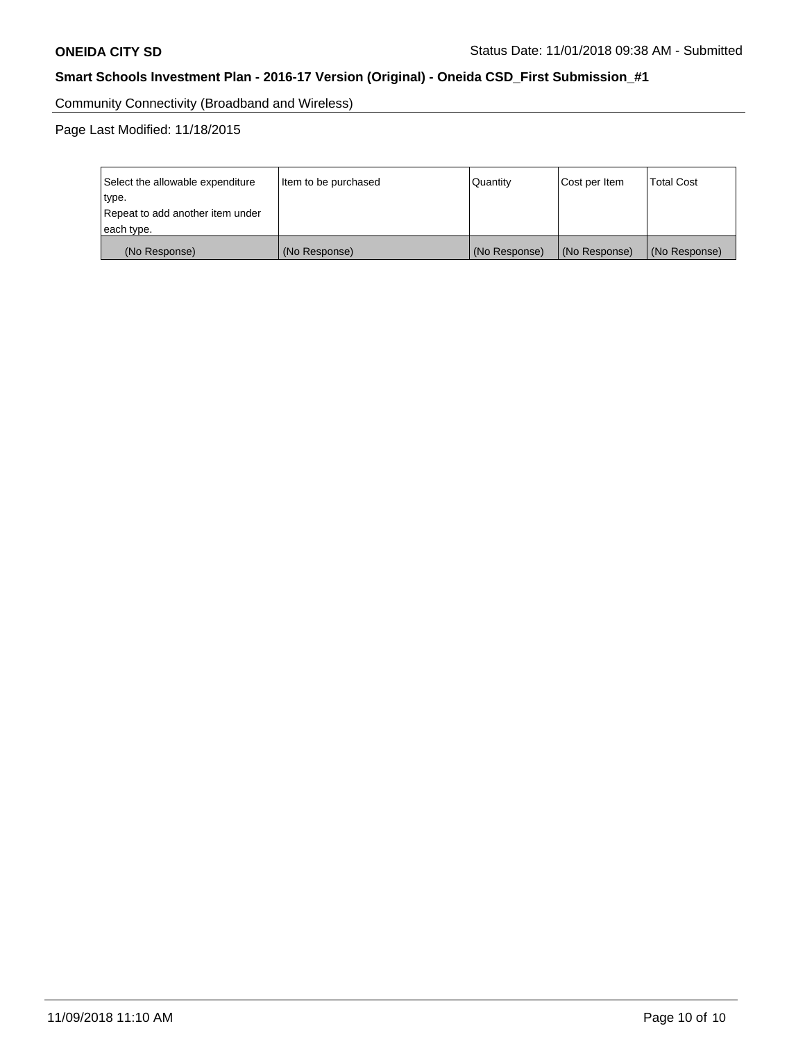**ONEIDA CITY SD** Status Date: 11/01/2018 09:38 AM - Submitted

**Smart Schools Investment Plan - 2016-17 Version (Original) - Oneida CSD_First Submission_#1**

Community Connectivity (Broadband and Wireless)

Page Last Modified: 11/18/2015

| Select the allowable expenditure type. Repeat to add another item under each type. | Item to be purchased | Quantity | Cost per Item | Total Cost |
|---|---|---|---|---|
| (No Response) | (No Response) | (No Response) | (No Response) | (No Response) |